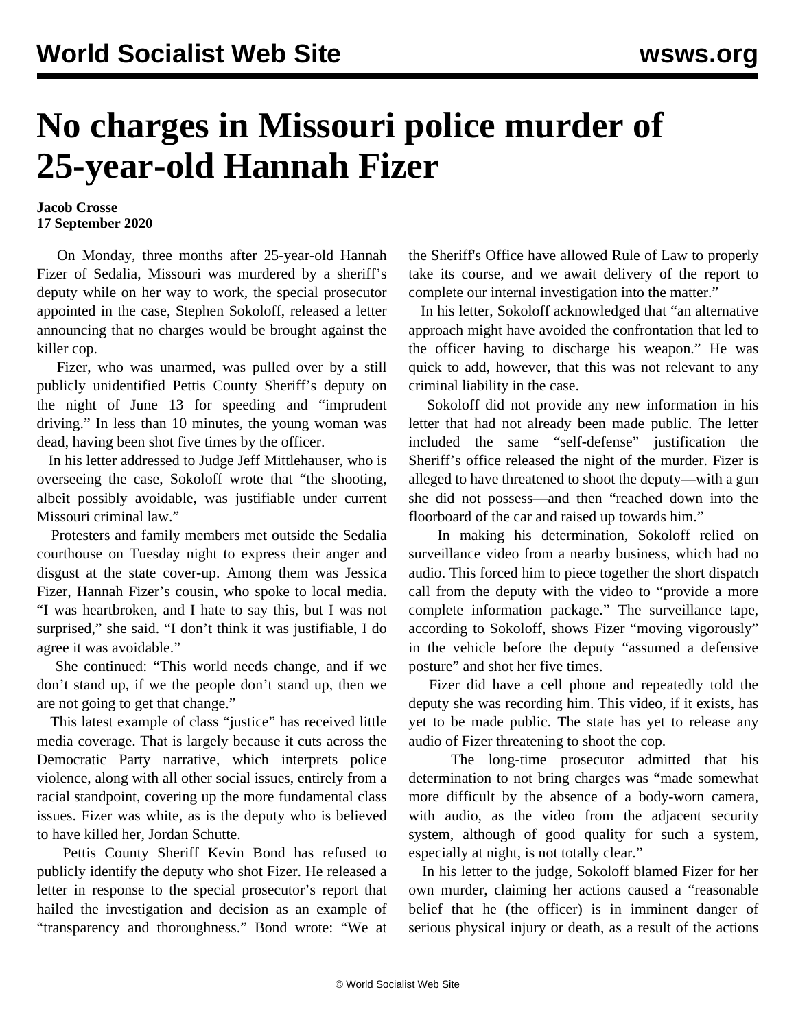# No charges in Missouri police murder of 25-year-old Hannah Fizer

**Jacob Crosse**
**17 September 2020**

On Monday, three months after 25-year-old Hannah Fizer of Sedalia, Missouri was murdered by a sheriff's deputy while on her way to work, the special prosecutor appointed in the case, Stephen Sokoloff, released a letter announcing that no charges would be brought against the killer cop.

Fizer, who was unarmed, was pulled over by a still publicly unidentified Pettis County Sheriff's deputy on the night of June 13 for speeding and "imprudent driving." In less than 10 minutes, the young woman was dead, having been shot five times by the officer.

In his letter addressed to Judge Jeff Mittlehauser, who is overseeing the case, Sokoloff wrote that "the shooting, albeit possibly avoidable, was justifiable under current Missouri criminal law."

Protesters and family members met outside the Sedalia courthouse on Tuesday night to express their anger and disgust at the state cover-up. Among them was Jessica Fizer, Hannah Fizer's cousin, who spoke to local media. "I was heartbroken, and I hate to say this, but I was not surprised," she said. "I don't think it was justifiable, I do agree it was avoidable."

She continued: "This world needs change, and if we don't stand up, if we the people don't stand up, then we are not going to get that change."

This latest example of class "justice" has received little media coverage. That is largely because it cuts across the Democratic Party narrative, which interprets police violence, along with all other social issues, entirely from a racial standpoint, covering up the more fundamental class issues. Fizer was white, as is the deputy who is believed to have killed her, Jordan Schutte.

Pettis County Sheriff Kevin Bond has refused to publicly identify the deputy who shot Fizer. He released a letter in response to the special prosecutor's report that hailed the investigation and decision as an example of "transparency and thoroughness." Bond wrote: "We at the Sheriff's Office have allowed Rule of Law to properly take its course, and we await delivery of the report to complete our internal investigation into the matter."

In his letter, Sokoloff acknowledged that "an alternative approach might have avoided the confrontation that led to the officer having to discharge his weapon." He was quick to add, however, that this was not relevant to any criminal liability in the case.

Sokoloff did not provide any new information in his letter that had not already been made public. The letter included the same "self-defense" justification the Sheriff's office released the night of the murder. Fizer is alleged to have threatened to shoot the deputy—with a gun she did not possess—and then "reached down into the floorboard of the car and raised up towards him."

In making his determination, Sokoloff relied on surveillance video from a nearby business, which had no audio. This forced him to piece together the short dispatch call from the deputy with the video to "provide a more complete information package." The surveillance tape, according to Sokoloff, shows Fizer "moving vigorously" in the vehicle before the deputy "assumed a defensive posture" and shot her five times.

Fizer did have a cell phone and repeatedly told the deputy she was recording him. This video, if it exists, has yet to be made public. The state has yet to release any audio of Fizer threatening to shoot the cop.

The long-time prosecutor admitted that his determination to not bring charges was "made somewhat more difficult by the absence of a body-worn camera, with audio, as the video from the adjacent security system, although of good quality for such a system, especially at night, is not totally clear."

In his letter to the judge, Sokoloff blamed Fizer for her own murder, claiming her actions caused a "reasonable belief that he (the officer) is in imminent danger of serious physical injury or death, as a result of the actions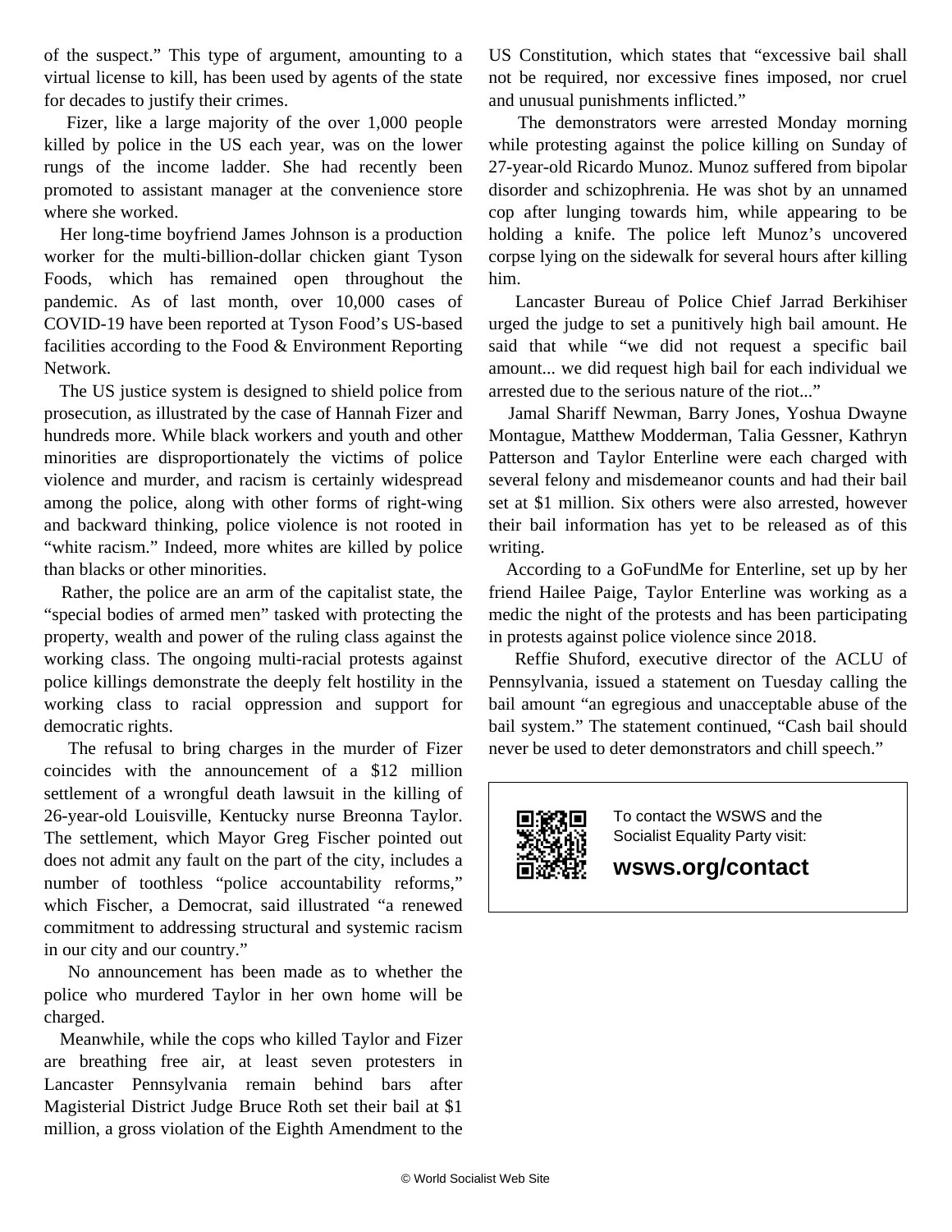of the suspect." This type of argument, amounting to a virtual license to kill, has been used by agents of the state for decades to justify their crimes.

Fizer, like a large majority of the over 1,000 people killed by police in the US each year, was on the lower rungs of the income ladder. She had recently been promoted to assistant manager at the convenience store where she worked.

Her long-time boyfriend James Johnson is a production worker for the multi-billion-dollar chicken giant Tyson Foods, which has remained open throughout the pandemic. As of last month, over 10,000 cases of COVID-19 have been reported at Tyson Food's US-based facilities according to the Food & Environment Reporting Network.

The US justice system is designed to shield police from prosecution, as illustrated by the case of Hannah Fizer and hundreds more. While black workers and youth and other minorities are disproportionately the victims of police violence and murder, and racism is certainly widespread among the police, along with other forms of right-wing and backward thinking, police violence is not rooted in "white racism." Indeed, more whites are killed by police than blacks or other minorities.

Rather, the police are an arm of the capitalist state, the "special bodies of armed men" tasked with protecting the property, wealth and power of the ruling class against the working class. The ongoing multi-racial protests against police killings demonstrate the deeply felt hostility in the working class to racial oppression and support for democratic rights.

The refusal to bring charges in the murder of Fizer coincides with the announcement of a $12 million settlement of a wrongful death lawsuit in the killing of 26-year-old Louisville, Kentucky nurse Breonna Taylor. The settlement, which Mayor Greg Fischer pointed out does not admit any fault on the part of the city, includes a number of toothless "police accountability reforms," which Fischer, a Democrat, said illustrated "a renewed commitment to addressing structural and systemic racism in our city and our country."

No announcement has been made as to whether the police who murdered Taylor in her own home will be charged.

Meanwhile, while the cops who killed Taylor and Fizer are breathing free air, at least seven protesters in Lancaster Pennsylvania remain behind bars after Magisterial District Judge Bruce Roth set their bail at $1 million, a gross violation of the Eighth Amendment to the US Constitution, which states that "excessive bail shall not be required, nor excessive fines imposed, nor cruel and unusual punishments inflicted."

The demonstrators were arrested Monday morning while protesting against the police killing on Sunday of 27-year-old Ricardo Munoz. Munoz suffered from bipolar disorder and schizophrenia. He was shot by an unnamed cop after lunging towards him, while appearing to be holding a knife. The police left Munoz's uncovered corpse lying on the sidewalk for several hours after killing him.

Lancaster Bureau of Police Chief Jarrad Berkihiser urged the judge to set a punitively high bail amount. He said that while "we did not request a specific bail amount... we did request high bail for each individual we arrested due to the serious nature of the riot..."

Jamal Shariff Newman, Barry Jones, Yoshua Dwayne Montague, Matthew Modderman, Talia Gessner, Kathryn Patterson and Taylor Enterline were each charged with several felony and misdemeanor counts and had their bail set at $1 million. Six others were also arrested, however their bail information has yet to be released as of this writing.

According to a GoFundMe for Enterline, set up by her friend Hailee Paige, Taylor Enterline was working as a medic the night of the protests and has been participating in protests against police violence since 2018.

Reffie Shuford, executive director of the ACLU of Pennsylvania, issued a statement on Tuesday calling the bail amount "an egregious and unacceptable abuse of the bail system." The statement continued, "Cash bail should never be used to deter demonstrators and chill speech."

To contact the WSWS and the Socialist Equality Party visit:

**wsws.org/contact**